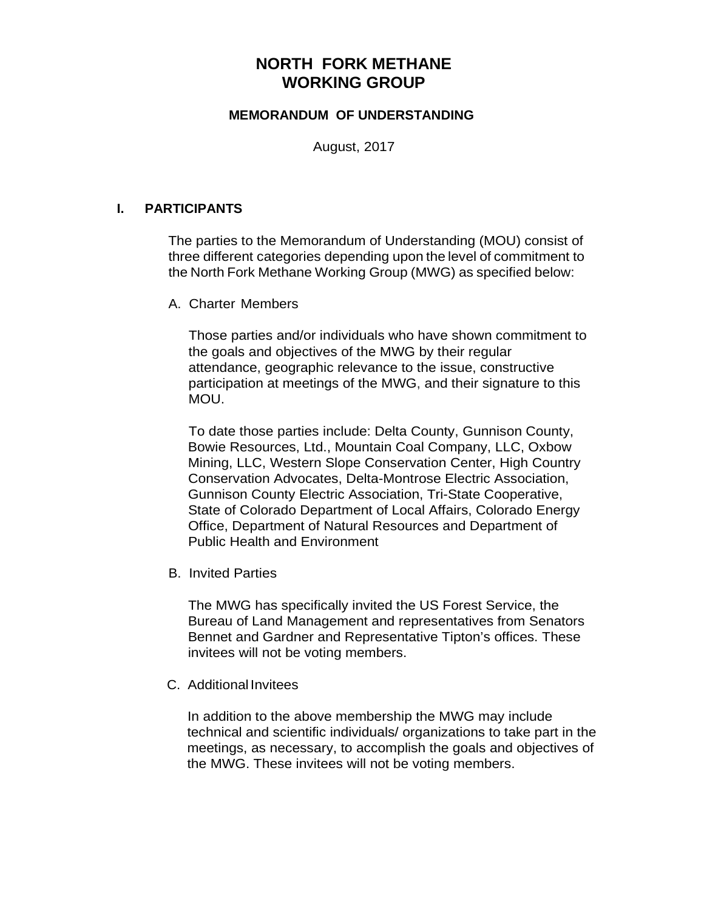# NORTH FORK METHANE WORKING GROUP

### MEMORANDUM OF UNDERSTANDING

August, 2017

## I. PARTICIPANTS

The parties to the Memorandum of Understanding (MOU) consist of three different categories depending upon the level of commitment to the North Fork Methane Working Group (MWG) as specified below:

A. Charter Members

Those parties and/or individuals who have shown commitment to the goals and objectives of the MWG by their regular attendance, geographic relevance to the issue, constructive participation at meetings of the MWG, and their signature to this MOU.

To date those parties include: Delta County, Gunnison County, Bowie Resources, Ltd., Mountain Coal Company, LLC, Oxbow Mining, LLC, Western Slope Conservation Center, High Country Conservation Advocates, Delta-Montrose Electric Association, Gunnison County Electric Association, Tri-State Cooperative, State of Colorado Department of Local Affairs, Colorado Energy Office, Department of Natural Resources and Department of Public Health and Environment

B. Invited Parties

The MWG has specifically invited the US Forest Service, the Bureau of Land Management and representatives from Senators Bennet and Gardner and Representative Tipton's offices. These invitees will not be voting members.

C. Additional Invitees

In addition to the above membership the MWG may include technical and scientific individuals/ organizations to take part in the meetings, as necessary, to accomplish the goals and objectives of the MWG. These invitees will not be voting members.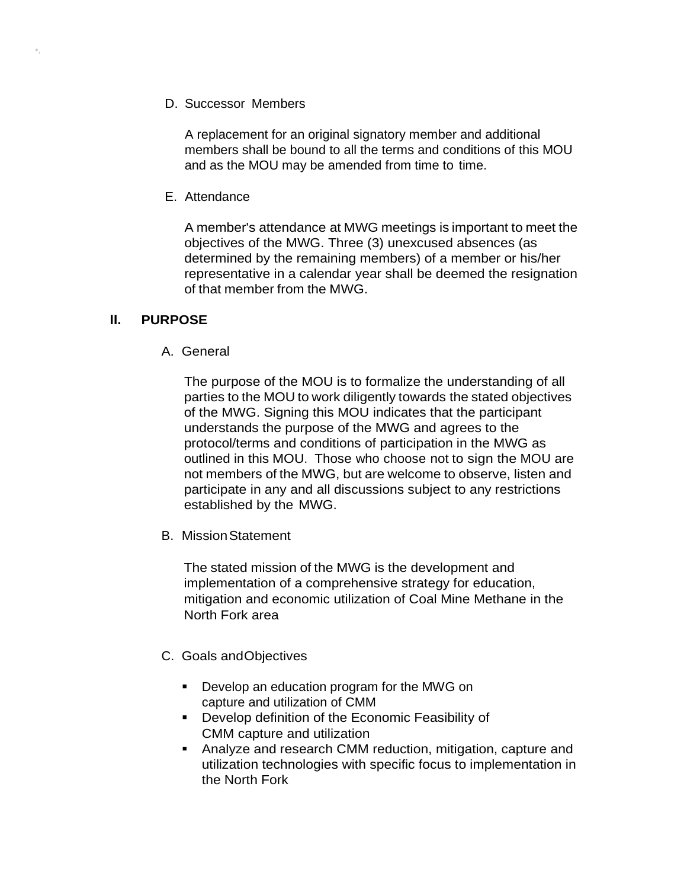D. Successor Members

A replacement for an original signatory member and additional members shall be bound to all the terms and conditions of this MOU and as the MOU may be amended from time to time.

E. Attendance

A member's attendance at MWG meetings is important to meet the objectives of the MWG. Three (3) unexcused absences (as determined by the remaining members) of a member or his/her representative in a calendar year shall be deemed the resignation of that member from the MWG.

## II. PURPOSE

A. General

The purpose of the MOU is to formalize the understanding of all parties to the MOU to work diligently towards the stated objectives of the MWG. Signing this MOU indicates that the participant understands the purpose of the MWG and agrees to the protocol/terms and conditions of participation in the MWG as outlined in this MOU. Those who choose not to sign the MOU are not members of the MWG, but are welcome to observe, listen and participate in any and all discussions subject to any restrictions established by the MWG.

B. Mission Statement

The stated mission of the MWG is the development and implementation of a comprehensive strategy for education, mitigation and economic utilization of Coal Mine Methane in the North Fork area

C. Goals and Objectives

- Develop an education program for the MWG on capture and utilization of CMM
- Develop definition of the Economic Feasibility of CMM capture and utilization
- Analyze and research CMM reduction, mitigation, capture and utilization technologies with specific focus to implementation in the North Fork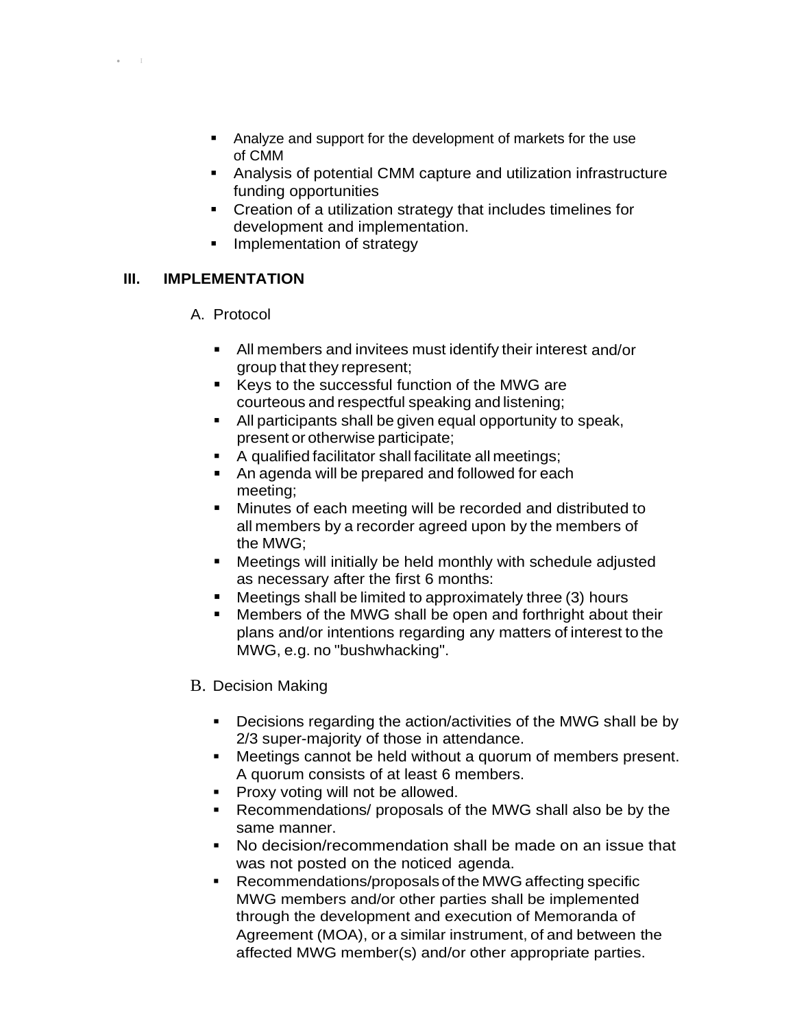- Analyze and support for the development of markets for the use of CMM
- Analysis of potential CMM capture and utilization infrastructure funding opportunities
- Creation of a utilization strategy that includes timelines for development and implementation.
- Implementation of strategy

## III. IMPLEMENTATION

### A. Protocol

- All members and invitees must identify their interest and/or group that they represent;
- Keys to the successful function of the MWG are courteous and respectful speaking and listening;
- All participants shall be given equal opportunity to speak, present or otherwise participate;
- A qualified facilitator shall facilitate all meetings;
- An agenda will be prepared and followed for each meeting;
- Minutes of each meeting will be recorded and distributed to all members by a recorder agreed upon by the members of the MWG;
- Meetings will initially be held monthly with schedule adjusted as necessary after the first 6 months:
- Meetings shall be limited to approximately three (3) hours
- Members of the MWG shall be open and forthright about their plans and/or intentions regarding any matters of interest to the MWG, e.g. no "bushwhacking".

### B. Decision Making

- Decisions regarding the action/activities of the MWG shall be by 2/3 super-majority of those in attendance.
- Meetings cannot be held without a quorum of members present. A quorum consists of at least 6 members.
- Proxy voting will not be allowed.
- Recommendations/ proposals of the MWG shall also be by the same manner.
- No decision/recommendation shall be made on an issue that was not posted on the noticed agenda.
- Recommendations/proposals of the MWG affecting specific MWG members and/or other parties shall be implemented through the development and execution of Memoranda of Agreement (MOA), or a similar instrument, of and between the affected MWG member(s) and/or other appropriate parties.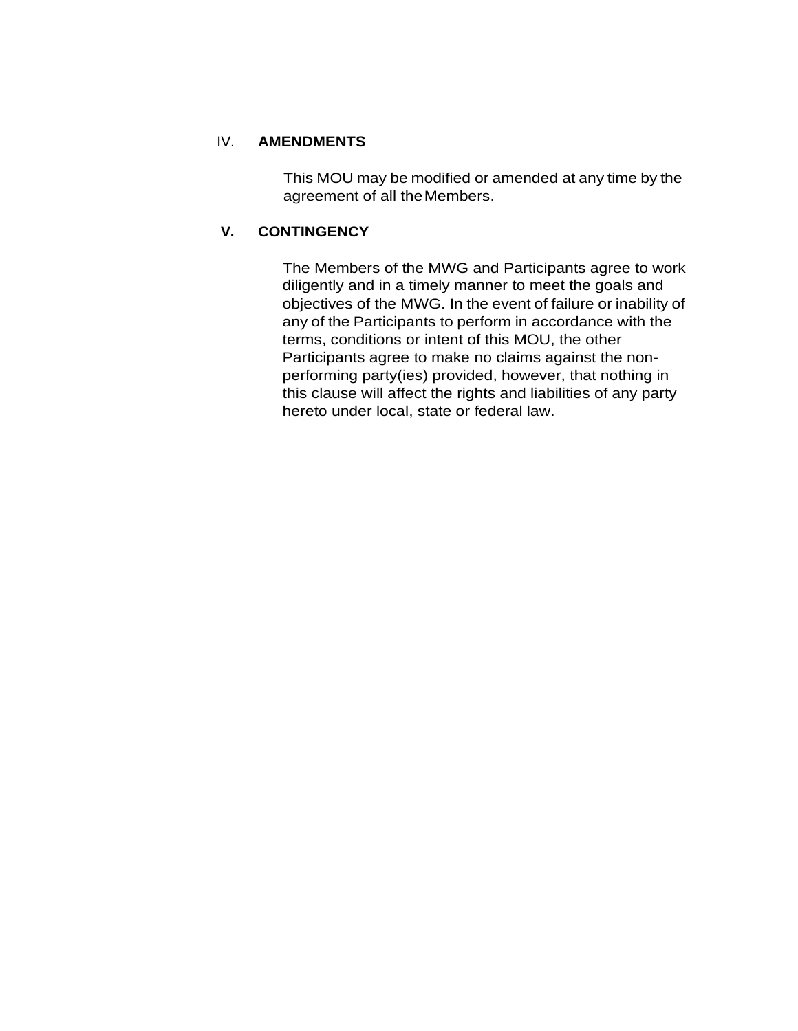## IV. **AMENDMENTS**

This MOU may be modified or amended at any time by the agreement of all the Members.

## V. **CONTINGENCY**

The Members of the MWG and Participants agree to work diligently and in a timely manner to meet the goals and objectives of the MWG. In the event of failure or inability of any of the Participants to perform in accordance with the terms, conditions or intent of this MOU, the other Participants agree to make no claims against the non-performing party(ies) provided, however, that nothing in this clause will affect the rights and liabilities of any party hereto under local, state or federal law.